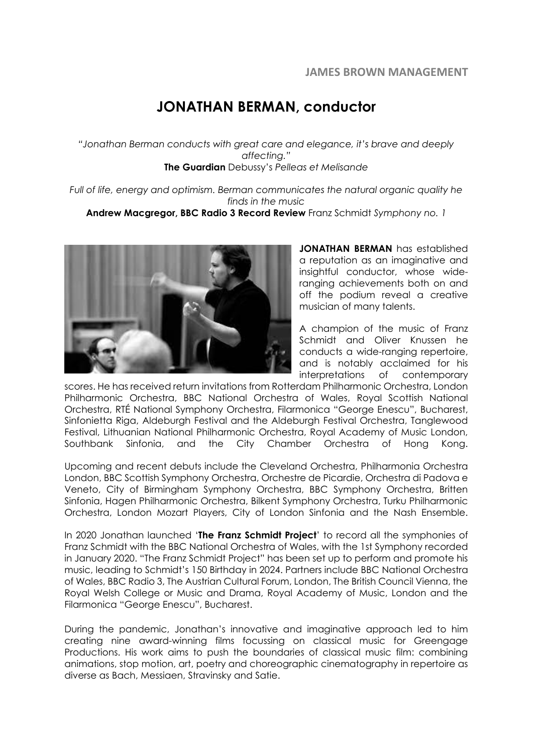**JAMES BROWN MANAGEMENT**

# JONATHAN BERMAN, conductor

*"Jonathan Berman conducts with great care and elegance, it's brave and deeply affecting."*
**The Guardian** Debussy's *Pelleas et Melisande*

*Full of life, energy and optimism. Berman communicates the natural organic quality he finds in the music*
**Andrew Macgregor, BBC Radio 3 Record Review** Franz Schmidt *Symphony no. 1*

**JONATHAN BERMAN** has established a reputation as an imaginative and insightful conductor, whose wide-ranging achievements both on and off the podium reveal a creative musician of many talents.

A champion of the music of Franz Schmidt and Oliver Knussen he conducts a wide-ranging repertoire, and is notably acclaimed for his interpretations of contemporary scores. He has received return invitations from Rotterdam Philharmonic Orchestra, London Philharmonic Orchestra, BBC National Orchestra of Wales, Royal Scottish National Orchestra, RTÉ National Symphony Orchestra, Filarmonica "George Enescu", Bucharest, Sinfonietta Riga, Aldeburgh Festival and the Aldeburgh Festival Orchestra, Tanglewood Festival, Lithuanian National Philharmonic Orchestra, Royal Academy of Music London, Southbank Sinfonia, and the City Chamber Orchestra of Hong Kong.

Upcoming and recent debuts include the Cleveland Orchestra, Philharmonia Orchestra London, BBC Scottish Symphony Orchestra, Orchestre de Picardie, Orchestra di Padova e Veneto, City of Birmingham Symphony Orchestra, BBC Symphony Orchestra, Britten Sinfonia, Hagen Philharmonic Orchestra, Bilkent Symphony Orchestra, Turku Philharmonic Orchestra, London Mozart Players, City of London Sinfonia and the Nash Ensemble.

In 2020 Jonathan launched '**The Franz Schmidt Project**' to record all the symphonies of Franz Schmidt with the BBC National Orchestra of Wales, with the 1st Symphony recorded in January 2020. "The Franz Schmidt Project" has been set up to perform and promote his music, leading to Schmidt's 150 Birthday in 2024. Partners include BBC National Orchestra of Wales, BBC Radio 3, The Austrian Cultural Forum, London, The British Council Vienna, the Royal Welsh College or Music and Drama, Royal Academy of Music, London and the Filarmonica "George Enescu", Bucharest.

During the pandemic, Jonathan's innovative and imaginative approach led to him creating nine award-winning films focussing on classical music for Greengage Productions. His work aims to push the boundaries of classical music film: combining animations, stop motion, art, poetry and choreographic cinematography in repertoire as diverse as Bach, Messiaen, Stravinsky and Satie.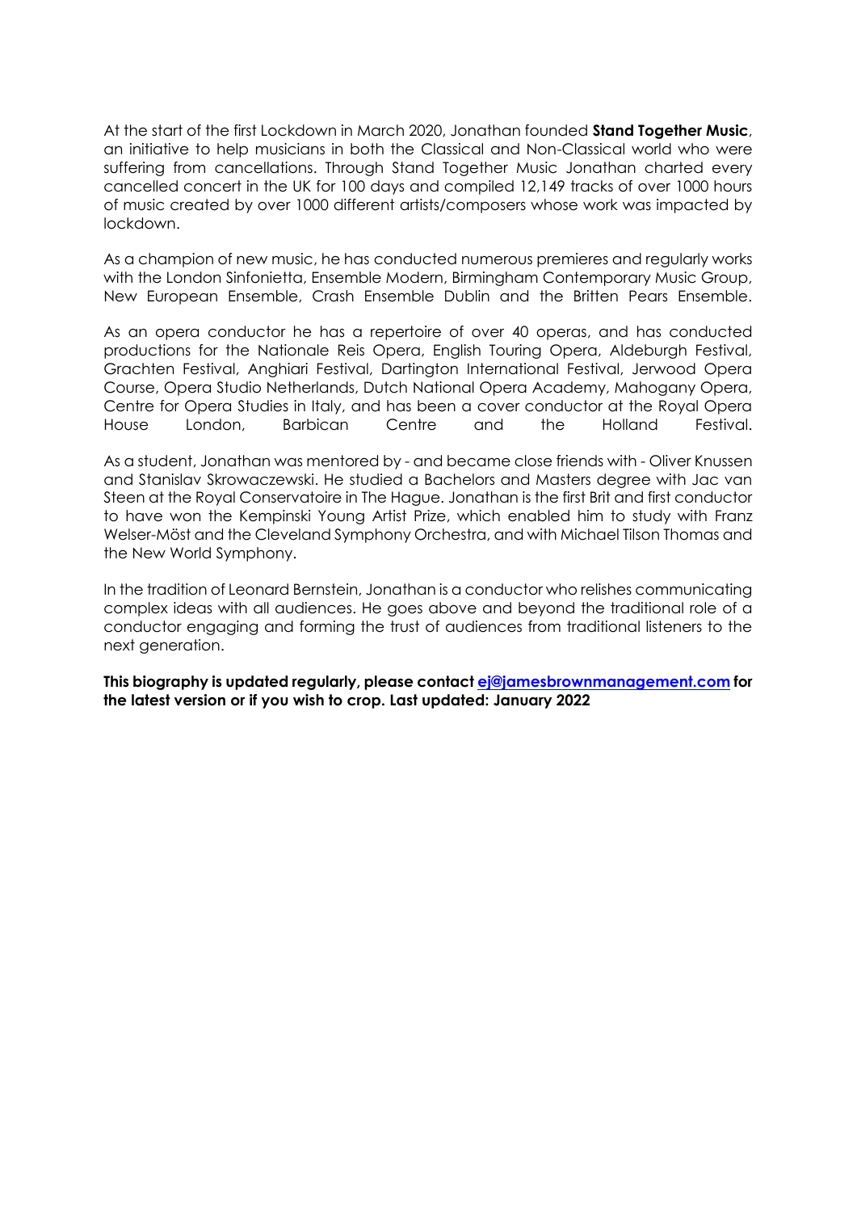At the start of the first Lockdown in March 2020, Jonathan founded **Stand Together Music**, an initiative to help musicians in both the Classical and Non-Classical world who were suffering from cancellations. Through Stand Together Music Jonathan charted every cancelled concert in the UK for 100 days and compiled 12,149 tracks of over 1000 hours of music created by over 1000 different artists/composers whose work was impacted by lockdown.

As a champion of new music, he has conducted numerous premieres and regularly works with the London Sinfonietta, Ensemble Modern, Birmingham Contemporary Music Group, New European Ensemble, Crash Ensemble Dublin and the Britten Pears Ensemble.

As an opera conductor he has a repertoire of over 40 operas, and has conducted productions for the Nationale Reis Opera, English Touring Opera, Aldeburgh Festival, Grachten Festival, Anghiari Festival, Dartington International Festival, Jerwood Opera Course, Opera Studio Netherlands, Dutch National Opera Academy, Mahogany Opera, Centre for Opera Studies in Italy, and has been a cover conductor at the Royal Opera House London, Barbican Centre and the Holland Festival.

As a student, Jonathan was mentored by - and became close friends with - Oliver Knussen and Stanislav Skrowaczewski. He studied a Bachelors and Masters degree with Jac van Steen at the Royal Conservatoire in The Hague. Jonathan is the first Brit and first conductor to have won the Kempinski Young Artist Prize, which enabled him to study with Franz Welser-Möst and the Cleveland Symphony Orchestra, and with Michael Tilson Thomas and the New World Symphony.

In the tradition of Leonard Bernstein, Jonathan is a conductor who relishes communicating complex ideas with all audiences. He goes above and beyond the traditional role of a conductor engaging and forming the trust of audiences from traditional listeners to the next generation.

**This biography is updated regularly, please contact [ej@jamesbrownmanagement.com](mailto:ej@jamesbrownmanagement.com) for the latest version or if you wish to crop. Last updated: January 2022**